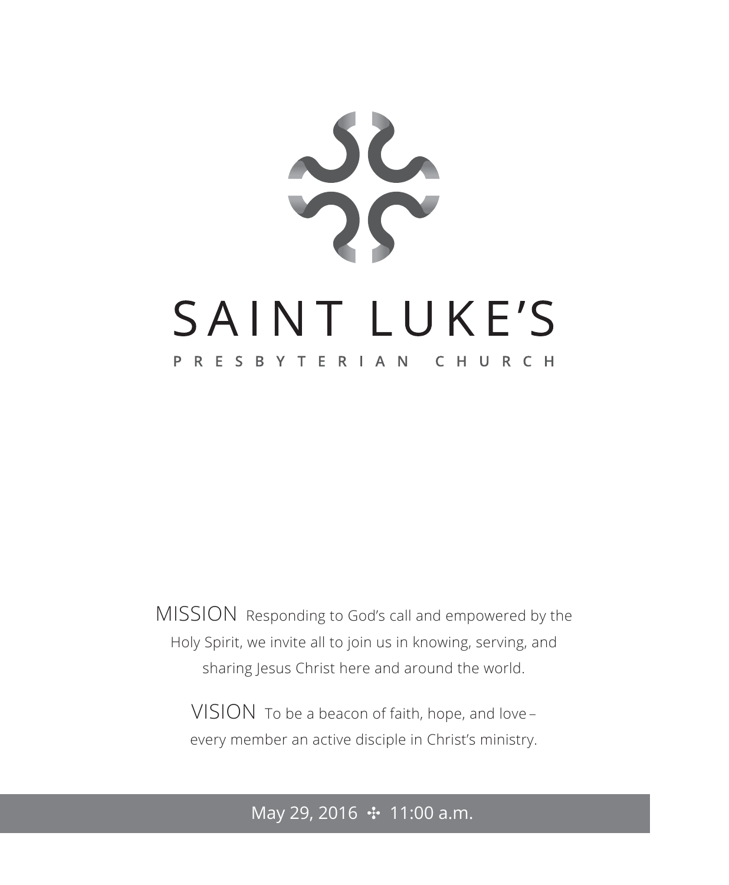# SAINT LUKE'S

## PRESBYTERIAN CHURCH

MISSION Responding to God's call and empowered by the Holy Spirit, we invite all to join us in knowing, serving, and sharing Jesus Christ here and around the world.

VISION To be a beacon of faith, hope, and love – every member an active disciple in Christ's ministry.

May 29, 2016 ✣ 11:00 a.m.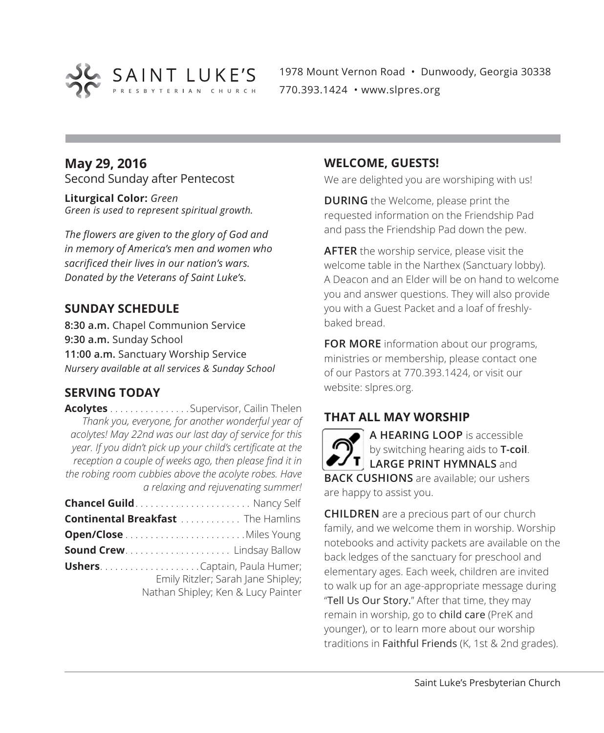SAINT LUKE'S PRESBYTERIAN CHURCH

1978 Mount Vernon Road • Dunwoody, Georgia 30338
770.393.1424 • www.slpres.org

## May 29, 2016

Second Sunday after Pentecost

**Liturgical Color:** *Green*
*Green is used to represent spiritual growth.*

*The flowers are given to the glory of God and in memory of America's men and women who sacrificed their lives in our nation's wars. Donated by the Veterans of Saint Luke's.*

## SUNDAY SCHEDULE

**8:30 a.m.** Chapel Communion Service
**9:30 a.m.** Sunday School
**11:00 a.m.** Sanctuary Worship Service
*Nursery available at all services & Sunday School*

## SERVING TODAY

**Acolytes** . . . . . . . . . . . . . . . . Supervisor, Cailin Thelen
*Thank you, everyone, for another wonderful year of acolytes! May 22nd was our last day of service for this year. If you didn't pick up your child's certificate at the reception a couple of weeks ago, then please find it in the robing room cubbies above the acolyte robes. Have a relaxing and rejuvenating summer!*

**Chancel Guild** . . . . . . . . . . . . . . . . . . . . . . . Nancy Self
**Continental Breakfast** . . . . . . . . . . . . The Hamlins
**Open/Close** . . . . . . . . . . . . . . . . . . . . . . . . Miles Young
**Sound Crew** . . . . . . . . . . . . . . . . . . . . . Lindsay Ballow
**Ushers** . . . . . . . . . . . . . . . . . . . Captain, Paula Humer; Emily Ritzler; Sarah Jane Shipley; Nathan Shipley; Ken & Lucy Painter

## WELCOME, GUESTS!

We are delighted you are worshiping with us!

**DURING** the Welcome, please print the requested information on the Friendship Pad and pass the Friendship Pad down the pew.

**AFTER** the worship service, please visit the welcome table in the Narthex (Sanctuary lobby). A Deacon and an Elder will be on hand to welcome you and answer questions. They will also provide you with a Guest Packet and a loaf of freshly-baked bread.

**FOR MORE** information about our programs, ministries or membership, please contact one of our Pastors at 770.393.1424, or visit our website: slpres.org.

## THAT ALL MAY WORSHIP

**A HEARING LOOP** is accessible by switching hearing aids to **T-coil**. **LARGE PRINT HYMNALS** and **BACK CUSHIONS** are available; our ushers are happy to assist you.

**CHILDREN** are a precious part of our church family, and we welcome them in worship. Worship notebooks and activity packets are available on the back ledges of the sanctuary for preschool and elementary ages. Each week, children are invited to walk up for an age-appropriate message during "Tell Us Our Story." After that time, they may remain in worship, go to child care (PreK and younger), or to learn more about our worship traditions in Faithful Friends (K, 1st & 2nd grades).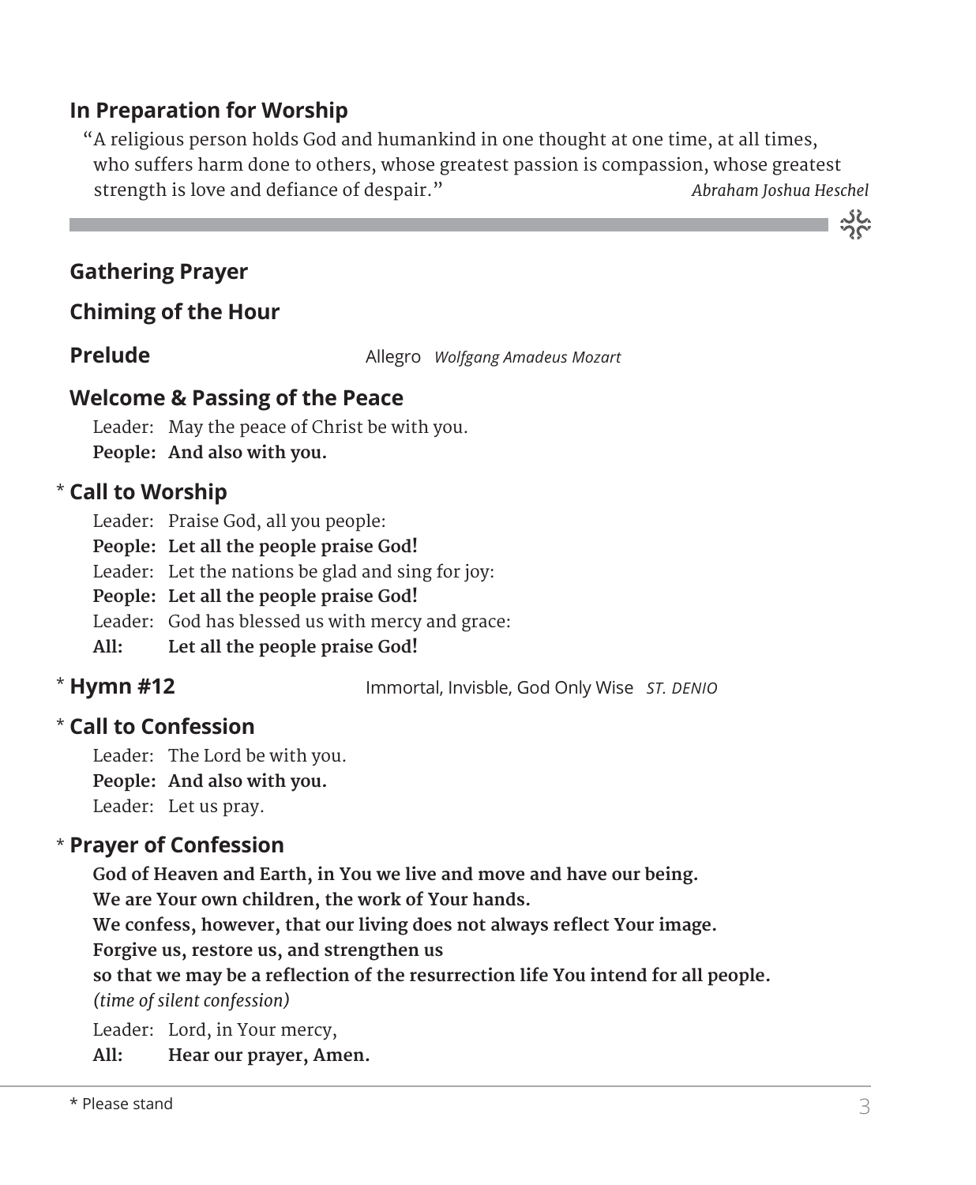## In Preparation for Worship

"A religious person holds God and humankind in one thought at one time, at all times, who suffers harm done to others, whose greatest passion is compassion, whose greatest strength is love and defiance of despair." *Abraham Joshua Heschel*

---

## Gathering Prayer

## Chiming of the Hour

## Prelude

Allegro *Wolfgang Amadeus Mozart*

## Welcome & Passing of the Peace

Leader: May the peace of Christ be with you.
**People: And also with you.**

## * Call to Worship

Leader: Praise God, all you people:
**People: Let all the people praise God!**
Leader: Let the nations be glad and sing for joy:
**People: Let all the people praise God!**
Leader: God has blessed us with mercy and grace:
**All: Let all the people praise God!**

## * Hymn #12

Immortal, Invisble, God Only Wise *ST. DENIO*

## * Call to Confession

Leader: The Lord be with you.
**People: And also with you.**
Leader: Let us pray.

## * Prayer of Confession

**God of Heaven and Earth, in You we live and move and have our being.**
**We are Your own children, the work of Your hands.**
**We confess, however, that our living does not always reflect Your image.**
**Forgive us, restore us, and strengthen us**
**so that we may be a reflection of the resurrection life You intend for all people.**
*(time of silent confession)*

Leader: Lord, in Your mercy,
**All: Hear our prayer, Amen.**

* Please stand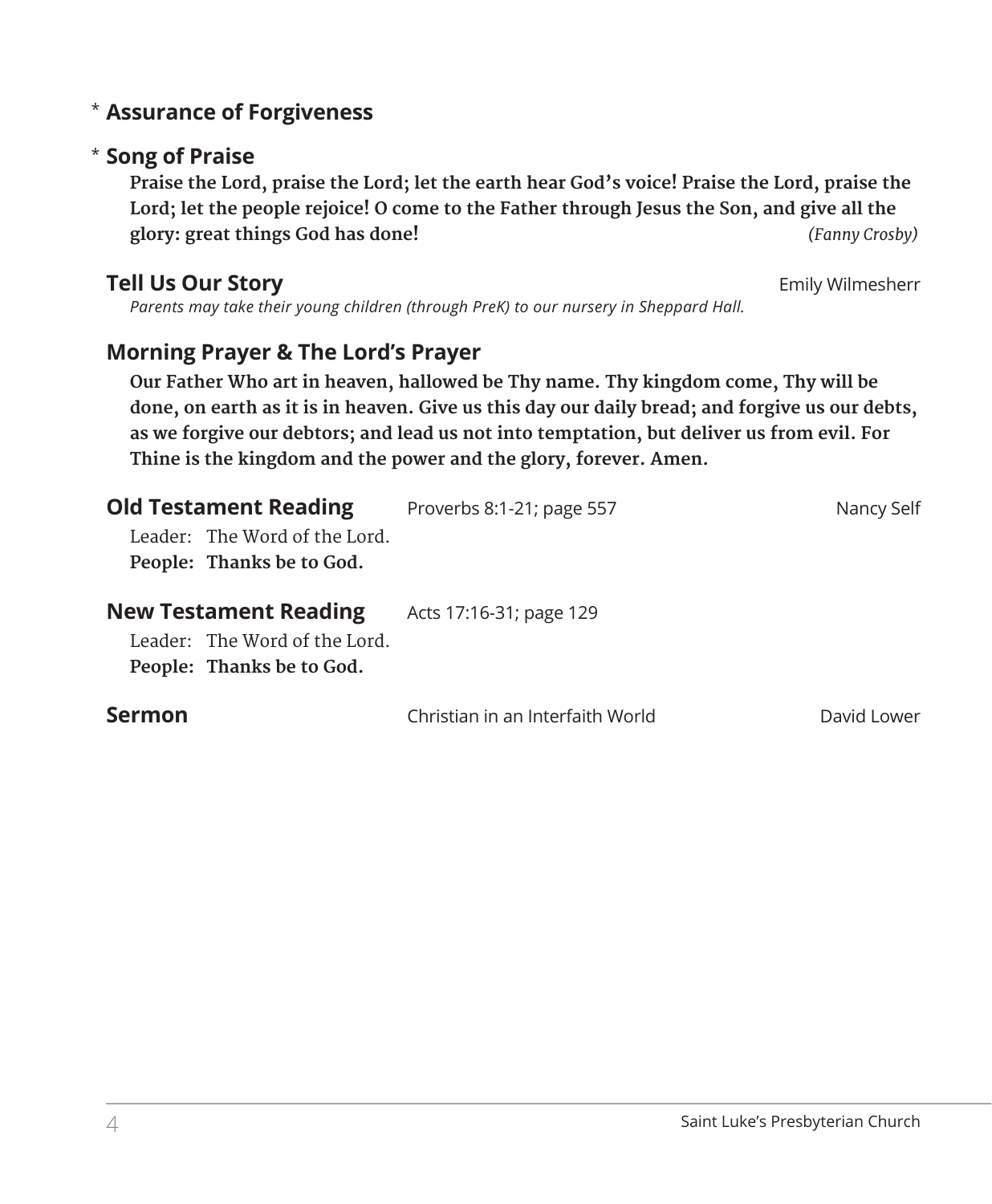\* **Assurance of Forgiveness**

\* **Song of Praise**

**Praise the Lord, praise the Lord; let the earth hear God's voice! Praise the Lord, praise the Lord; let the people rejoice! O come to the Father through Jesus the Son, and give all the glory: great things God has done!** *(Fanny Crosby)*

**Tell Us Our Story** — Emily Wilmesherr

*Parents may take their young children (through PreK) to our nursery in Sheppard Hall.*

**Morning Prayer & The Lord's Prayer**

**Our Father Who art in heaven, hallowed be Thy name. Thy kingdom come, Thy will be done, on earth as it is in heaven. Give us this day our daily bread; and forgive us our debts, as we forgive our debtors; and lead us not into temptation, but deliver us from evil. For Thine is the kingdom and the power and the glory, forever. Amen.**

**Old Testament Reading** — Proverbs 8:1-21; page 557 — Nancy Self

Leader: The Word of the Lord.
**People: Thanks be to God.**

**New Testament Reading** — Acts 17:16-31; page 129

Leader: The Word of the Lord.
**People: Thanks be to God.**

**Sermon** — Christian in an Interfaith World — David Lower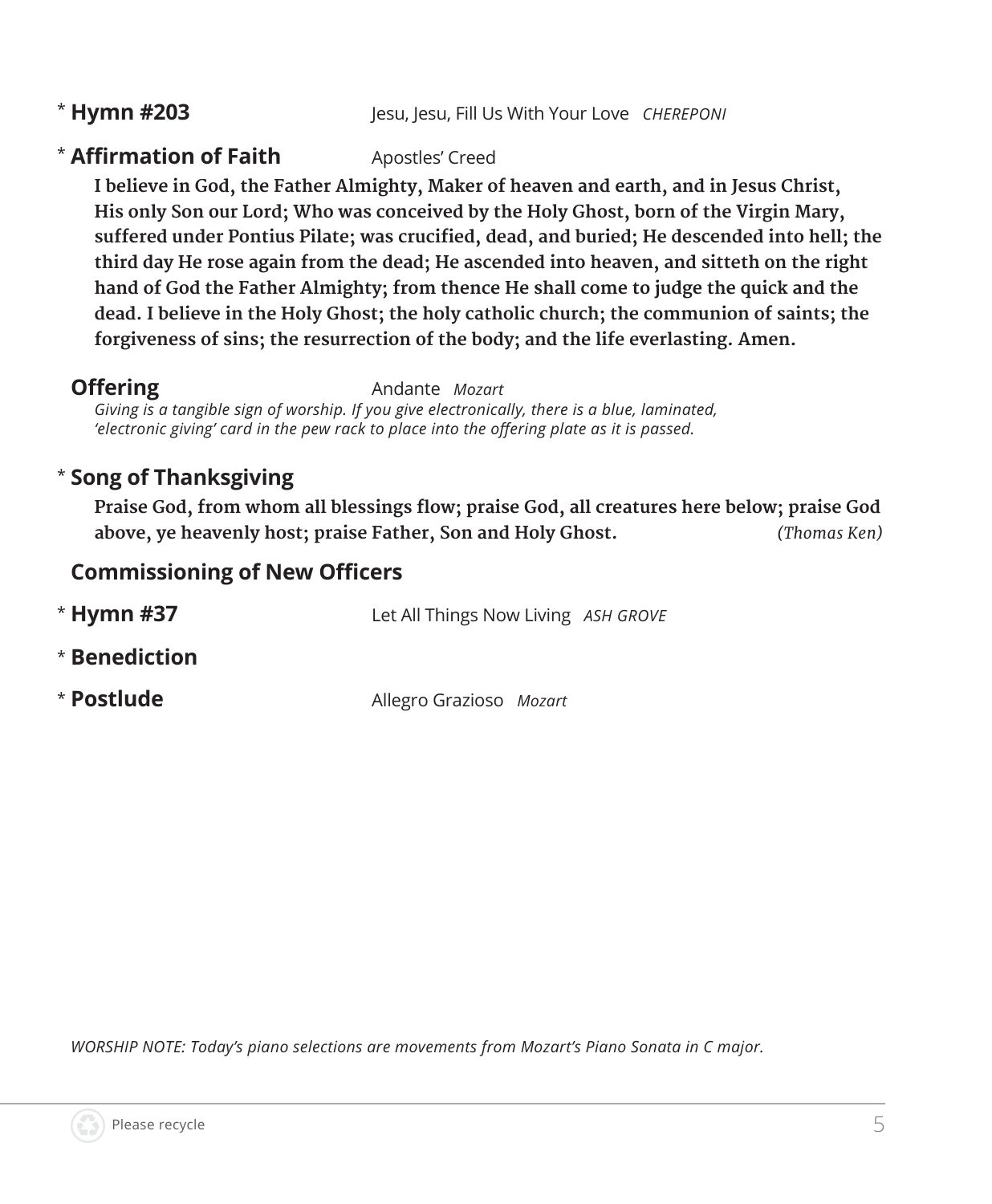\* **Hymn #203** Jesu, Jesu, Fill Us With Your Love *CHEREPONI*

\* **Affirmation of Faith** Apostles' Creed

**I believe in God, the Father Almighty, Maker of heaven and earth, and in Jesus Christ, His only Son our Lord; Who was conceived by the Holy Ghost, born of the Virgin Mary, suffered under Pontius Pilate; was crucified, dead, and buried; He descended into hell; the third day He rose again from the dead; He ascended into heaven, and sitteth on the right hand of God the Father Almighty; from thence He shall come to judge the quick and the dead. I believe in the Holy Ghost; the holy catholic church; the communion of saints; the forgiveness of sins; the resurrection of the body; and the life everlasting. Amen.**

**Offering** Andante *Mozart*

*Giving is a tangible sign of worship. If you give electronically, there is a blue, laminated, 'electronic giving' card in the pew rack to place into the offering plate as it is passed.*

\* **Song of Thanksgiving**

**Praise God, from whom all blessings flow; praise God, all creatures here below; praise God above, ye heavenly host; praise Father, Son and Holy Ghost.** *(Thomas Ken)*

**Commissioning of New Officers**

\* **Hymn #37** Let All Things Now Living *ASH GROVE*

\* **Benediction**

\* **Postlude** Allegro Grazioso *Mozart*

*WORSHIP NOTE: Today's piano selections are movements from Mozart's Piano Sonata in C major.*

Please recycle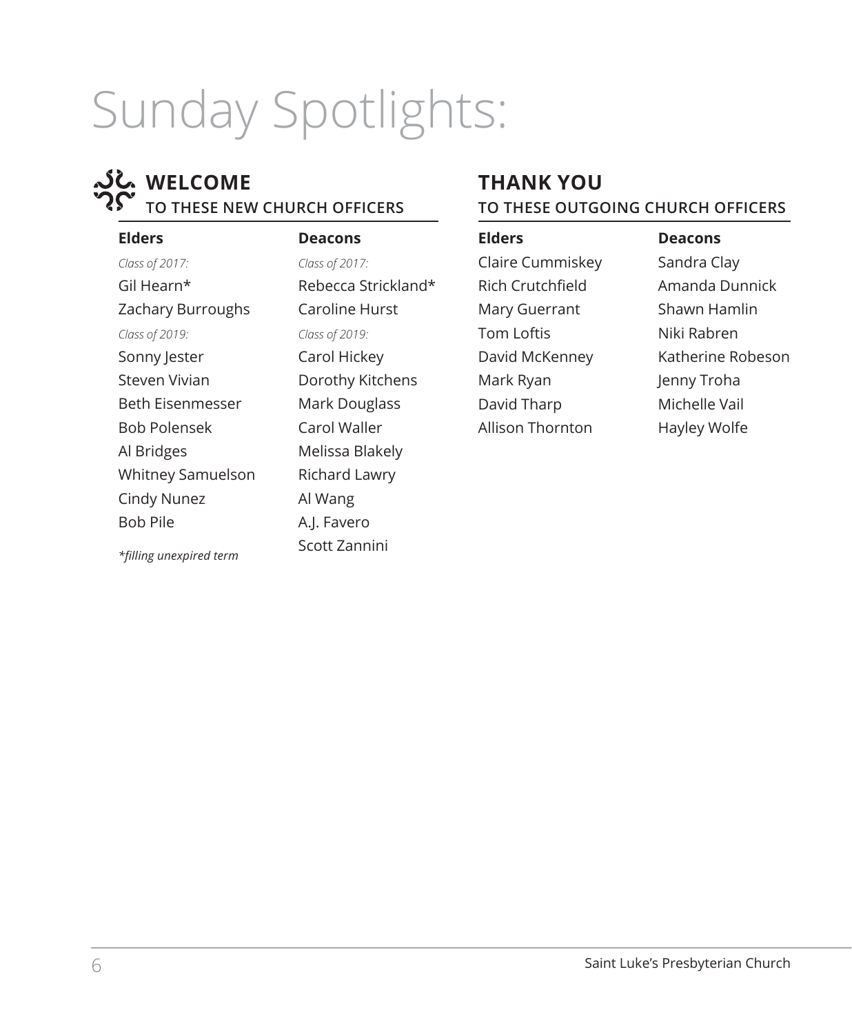# Sunday Spotlights:

## WELCOME

### TO THESE NEW CHURCH OFFICERS

**Elders**

*Class of 2017:*

Gil Hearn*
Zachary Burroughs

*Class of 2019:*

Sonny Jester
Steven Vivian
Beth Eisenmesser
Bob Polensek
Al Bridges
Whitney Samuelson
Cindy Nunez
Bob Pile

**Deacons**

*Class of 2017:*

Rebecca Strickland*
Caroline Hurst

*Class of 2019:*

Carol Hickey
Dorothy Kitchens
Mark Douglass
Carol Waller
Melissa Blakely
Richard Lawry
Al Wang
A.J. Favero
Scott Zannini

*\*filling unexpired term*

## THANK YOU

### TO THESE OUTGOING CHURCH OFFICERS

**Elders**

Claire Cummiskey
Rich Crutchfield
Mary Guerrant
Tom Loftis
David McKenney
Mark Ryan
David Tharp
Allison Thornton

**Deacons**

Sandra Clay
Amanda Dunnick
Shawn Hamlin
Niki Rabren
Katherine Robeson
Jenny Troha
Michelle Vail
Hayley Wolfe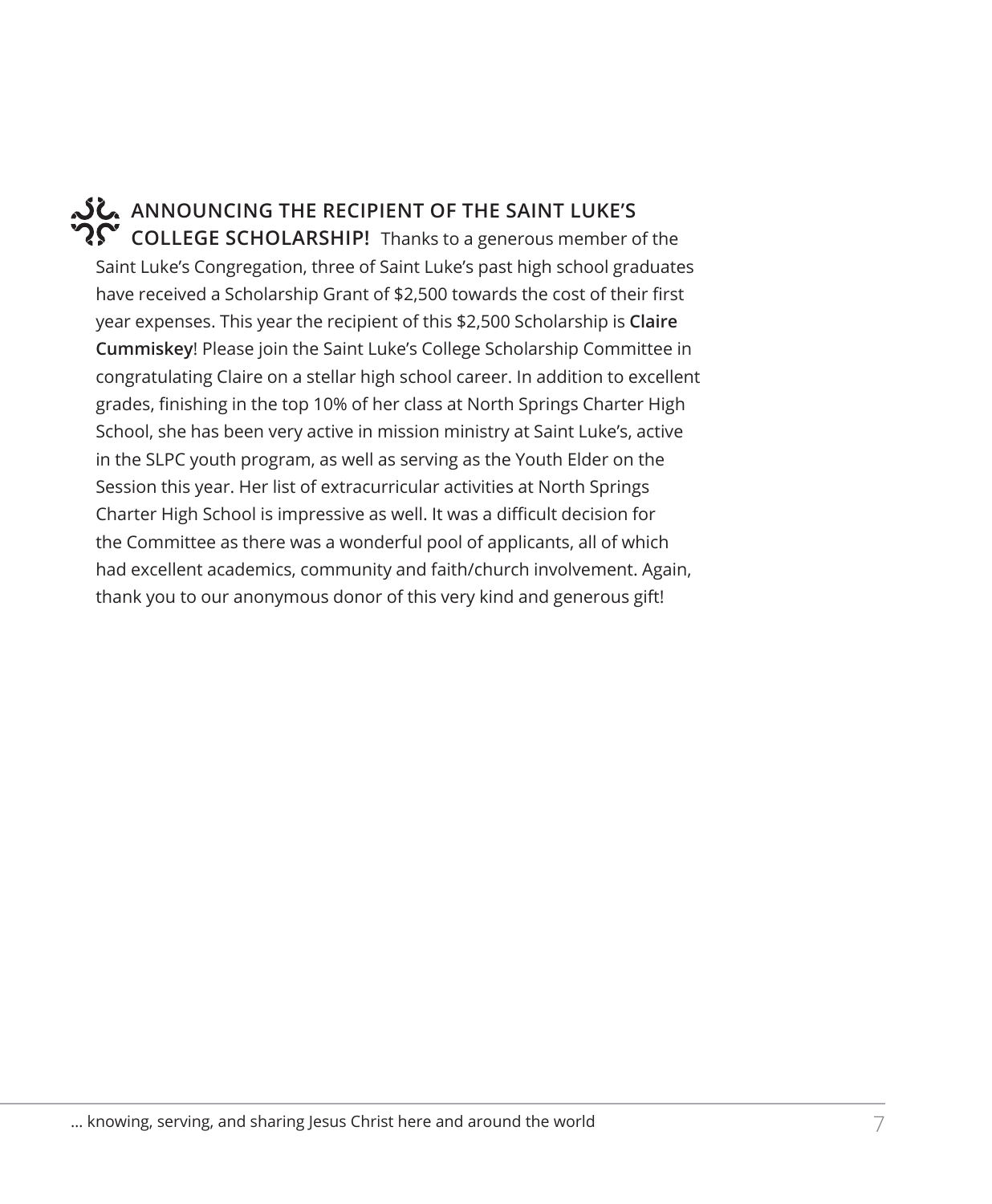**ANNOUNCING THE RECIPIENT OF THE SAINT LUKE'S COLLEGE SCHOLARSHIP!** Thanks to a generous member of the Saint Luke's Congregation, three of Saint Luke's past high school graduates have received a Scholarship Grant of $2,500 towards the cost of their first year expenses. This year the recipient of this $2,500 Scholarship is **Claire Cummiskey**! Please join the Saint Luke's College Scholarship Committee in congratulating Claire on a stellar high school career. In addition to excellent grades, finishing in the top 10% of her class at North Springs Charter High School, she has been very active in mission ministry at Saint Luke's, active in the SLPC youth program, as well as serving as the Youth Elder on the Session this year. Her list of extracurricular activities at North Springs Charter High School is impressive as well. It was a difficult decision for the Committee as there was a wonderful pool of applicants, all of which had excellent academics, community and faith/church involvement. Again, thank you to our anonymous donor of this very kind and generous gift!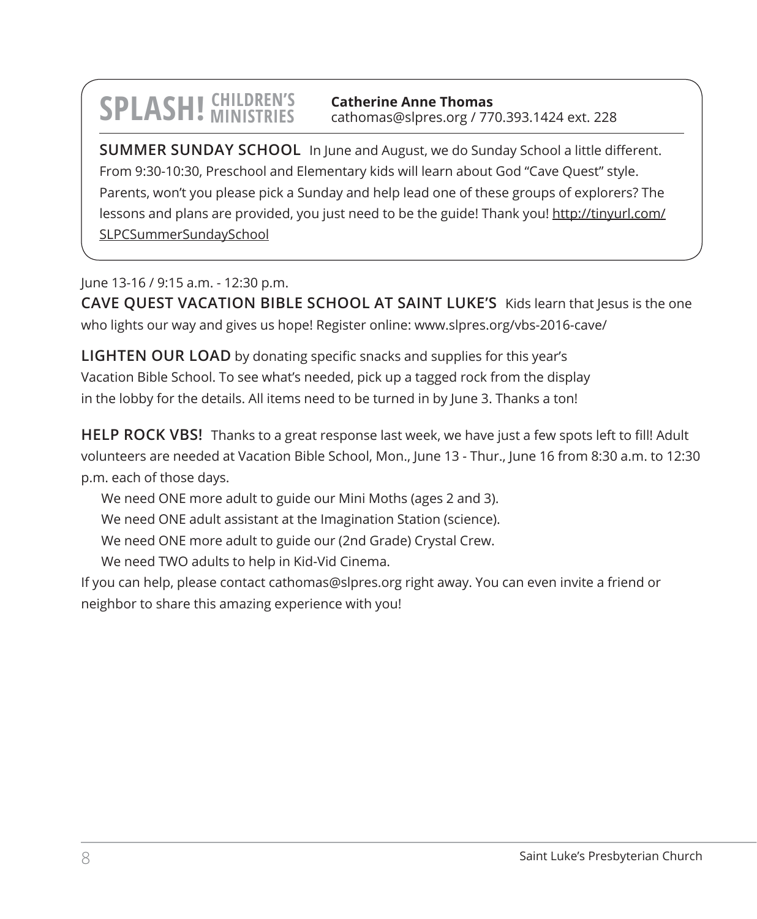# SPLASH! CHILDREN'S MINISTRIES

**Catherine Anne Thomas**
cathomas@slpres.org / 770.393.1424 ext. 228

**SUMMER SUNDAY SCHOOL** In June and August, we do Sunday School a little different. From 9:30-10:30, Preschool and Elementary kids will learn about God "Cave Quest" style. Parents, won't you please pick a Sunday and help lead one of these groups of explorers? The lessons and plans are provided, you just need to be the guide! Thank you! http://tinyurl.com/SLPCSummerSundaySchool

June 13-16 / 9:15 a.m. - 12:30 p.m.

**CAVE QUEST VACATION BIBLE SCHOOL AT SAINT LUKE'S** Kids learn that Jesus is the one who lights our way and gives us hope! Register online: www.slpres.org/vbs-2016-cave/

**LIGHTEN OUR LOAD** by donating specific snacks and supplies for this year's Vacation Bible School. To see what's needed, pick up a tagged rock from the display in the lobby for the details. All items need to be turned in by June 3. Thanks a ton!

**HELP ROCK VBS!** Thanks to a great response last week, we have just a few spots left to fill! Adult volunteers are needed at Vacation Bible School, Mon., June 13 - Thur., June 16 from 8:30 a.m. to 12:30 p.m. each of those days.

We need ONE more adult to guide our Mini Moths (ages 2 and 3).
We need ONE adult assistant at the Imagination Station (science).
We need ONE more adult to guide our (2nd Grade) Crystal Crew.
We need TWO adults to help in Kid-Vid Cinema.

If you can help, please contact cathomas@slpres.org right away. You can even invite a friend or neighbor to share this amazing experience with you!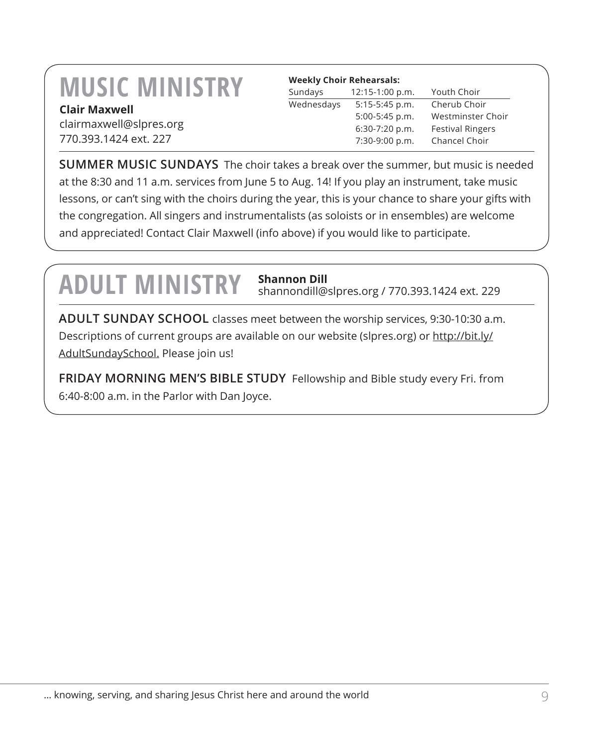# MUSIC MINISTRY

**Clair Maxwell**
clairmaxwell@slpres.org
770.393.1424 ext. 227

**Weekly Choir Rehearsals:**

| Day | Time | Choir |
|---|---|---|
| Sundays | 12:15-1:00 p.m. | Youth Choir |
| Wednesdays | 5:15-5:45 p.m. | Cherub Choir |
| | 5:00-5:45 p.m. | Westminster Choir |
| | 6:30-7:20 p.m. | Festival Ringers |
| | 7:30-9:00 p.m. | Chancel Choir |

**SUMMER MUSIC SUNDAYS** The choir takes a break over the summer, but music is needed at the 8:30 and 11 a.m. services from June 5 to Aug. 14! If you play an instrument, take music lessons, or can't sing with the choirs during the year, this is your chance to share your gifts with the congregation. All singers and instrumentalists (as soloists or in ensembles) are welcome and appreciated! Contact Clair Maxwell (info above) if you would like to participate.

# ADULT MINISTRY

**Shannon Dill**
shannondill@slpres.org / 770.393.1424 ext. 229

**ADULT SUNDAY SCHOOL** classes meet between the worship services, 9:30-10:30 a.m. Descriptions of current groups are available on our website (slpres.org) or http://bit.ly/AdultSundaySchool. Please join us!

**FRIDAY MORNING MEN'S BIBLE STUDY** Fellowship and Bible study every Fri. from 6:40-8:00 a.m. in the Parlor with Dan Joyce.

... knowing, serving, and sharing Jesus Christ here and around the world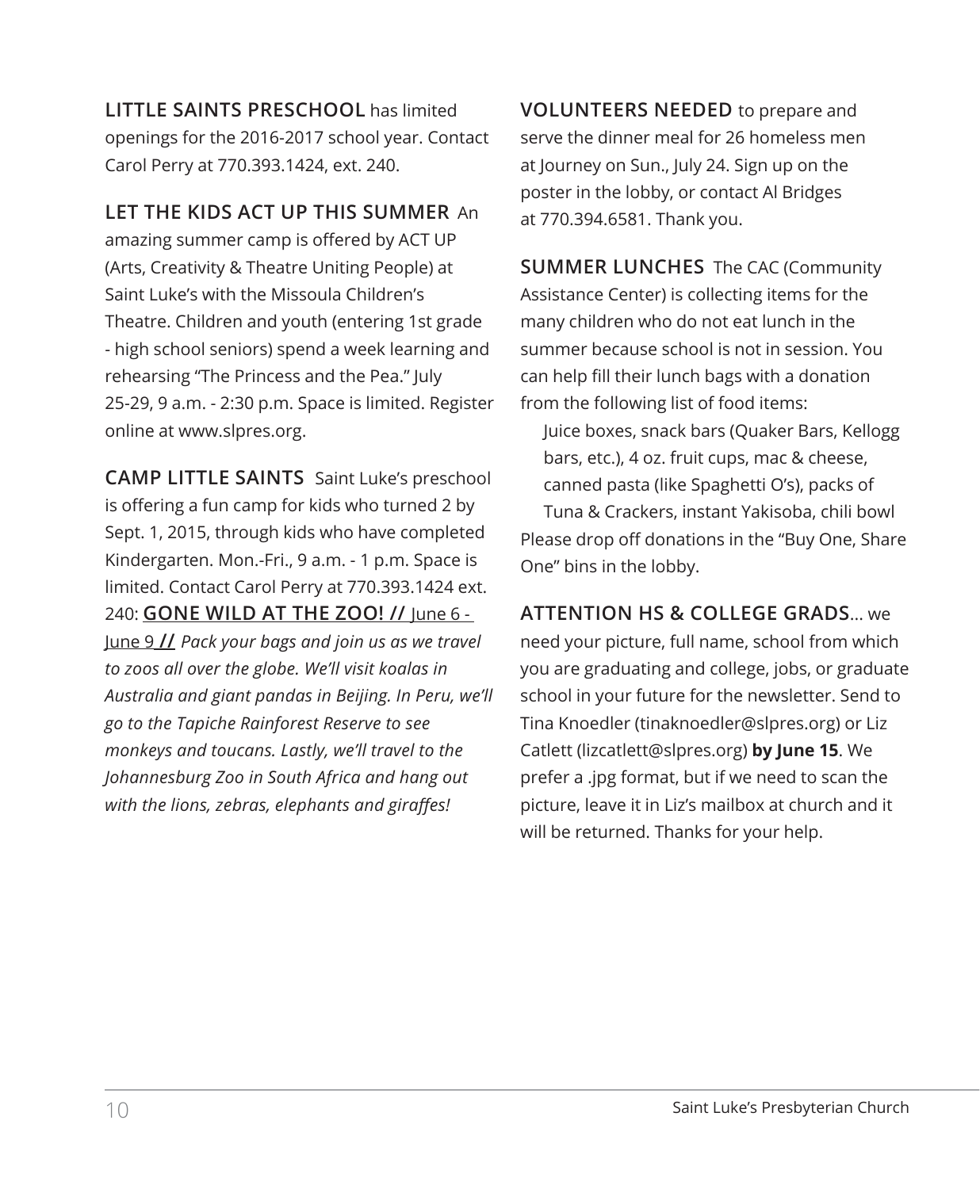**LITTLE SAINTS PRESCHOOL** has limited openings for the 2016-2017 school year. Contact Carol Perry at 770.393.1424, ext. 240.

**LET THE KIDS ACT UP THIS SUMMER** An amazing summer camp is offered by ACT UP (Arts, Creativity & Theatre Uniting People) at Saint Luke's with the Missoula Children's Theatre. Children and youth (entering 1st grade - high school seniors) spend a week learning and rehearsing "The Princess and the Pea." July 25-29, 9 a.m. - 2:30 p.m. Space is limited. Register online at www.slpres.org.

**CAMP LITTLE SAINTS** Saint Luke's preschool is offering a fun camp for kids who turned 2 by Sept. 1, 2015, through kids who have completed Kindergarten. Mon.-Fri., 9 a.m. - 1 p.m. Space is limited. Contact Carol Perry at 770.393.1424 ext. 240: **GONE WILD AT THE ZOO! //** June 6 - June 9 **//** *Pack your bags and join us as we travel to zoos all over the globe. We'll visit koalas in Australia and giant pandas in Beijing. In Peru, we'll go to the Tapiche Rainforest Reserve to see monkeys and toucans. Lastly, we'll travel to the Johannesburg Zoo in South Africa and hang out with the lions, zebras, elephants and giraffes!*

**VOLUNTEERS NEEDED** to prepare and serve the dinner meal for 26 homeless men at Journey on Sun., July 24. Sign up on the poster in the lobby, or contact Al Bridges at 770.394.6581. Thank you.

**SUMMER LUNCHES** The CAC (Community Assistance Center) is collecting items for the many children who do not eat lunch in the summer because school is not in session. You can help fill their lunch bags with a donation from the following list of food items:

Juice boxes, snack bars (Quaker Bars, Kellogg bars, etc.), 4 oz. fruit cups, mac & cheese, canned pasta (like Spaghetti O's), packs of Tuna & Crackers, instant Yakisoba, chili bowl

Please drop off donations in the "Buy One, Share One" bins in the lobby.

**ATTENTION HS & COLLEGE GRADS**... we need your picture, full name, school from which you are graduating and college, jobs, or graduate school in your future for the newsletter. Send to Tina Knoedler (tinaknoedler@slpres.org) or Liz Catlett (lizcatlett@slpres.org) **by June 15**. We prefer a .jpg format, but if we need to scan the picture, leave it in Liz's mailbox at church and it will be returned. Thanks for your help.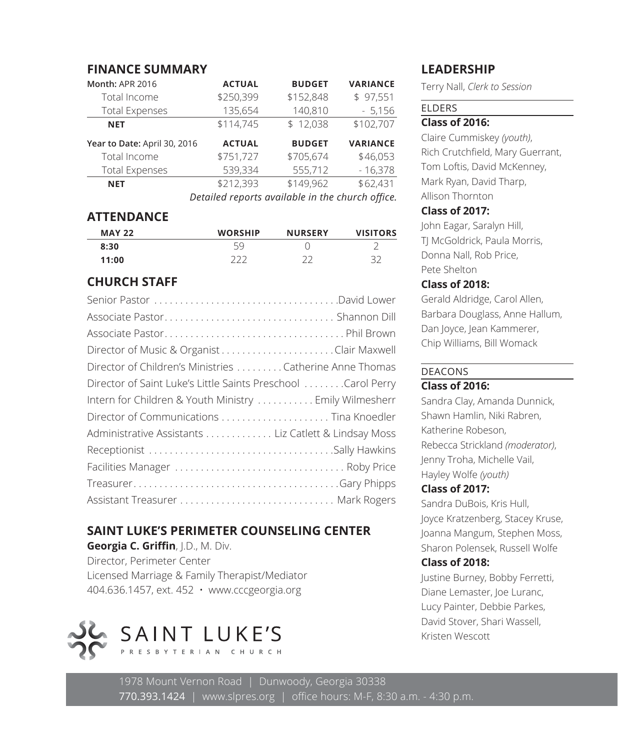## FINANCE SUMMARY

| Month: APR 2016 | ACTUAL | BUDGET | VARIANCE |
|---|---|---|---|
| Total Income | $250,399 | $152,848 | $ 97,551 |
| Total Expenses | 135,654 | 140,810 | - 5,156 |
| **NET** | $114,745 | $ 12,038 | $102,707 |

| Year to Date: April 30, 2016 | ACTUAL | BUDGET | VARIANCE |
|---|---|---|---|
| Total Income | $751,727 | $705,674 | $46,053 |
| Total Expenses | 539,334 | 555,712 | - 16,378 |
| **NET** | $212,393 | $149,962 | $62,431 |

*Detailed reports available in the church office.*

## ATTENDANCE

| MAY 22 | WORSHIP | NURSERY | VISITORS |
|---|---|---|---|
| 8:30 | 59 | 0 | 2 |
| 11:00 | 222 | 22 | 32 |

## CHURCH STAFF

Senior Pastor .......... David Lower
Associate Pastor .......... Shannon Dill
Associate Pastor .......... Phil Brown
Director of Music & Organist .......... Clair Maxwell
Director of Children's Ministries .......... Catherine Anne Thomas
Director of Saint Luke's Little Saints Preschool .......... Carol Perry
Intern for Children & Youth Ministry .......... Emily Wilmesherr
Director of Communications .......... Tina Knoedler
Administrative Assistants .......... Liz Catlett & Lindsay Moss
Receptionist .......... Sally Hawkins
Facilities Manager .......... Roby Price
Treasurer .......... Gary Phipps
Assistant Treasurer .......... Mark Rogers

## SAINT LUKE'S PERIMETER COUNSELING CENTER

**Georgia C. Griffin**, J.D., M. Div.
Director, Perimeter Center
Licensed Marriage & Family Therapist/Mediator
404.636.1457, ext. 452 • www.cccgeorgia.org

SAINT LUKE'S
PRESBYTERIAN CHURCH

## LEADERSHIP

Terry Nall, *Clerk to Session*

ELDERS

**Class of 2016:**
Claire Cummiskey *(youth)*, Rich Crutchfield, Mary Guerrant, Tom Loftis, David McKenney, Mark Ryan, David Tharp, Allison Thornton

**Class of 2017:**
John Eagar, Saralyn Hill, TJ McGoldrick, Paula Morris, Donna Nall, Rob Price, Pete Shelton

**Class of 2018:**
Gerald Aldridge, Carol Allen, Barbara Douglass, Anne Hallum, Dan Joyce, Jean Kammerer, Chip Williams, Bill Womack

DEACONS

**Class of 2016:**
Sandra Clay, Amanda Dunnick, Shawn Hamlin, Niki Rabren, Katherine Robeson, Rebecca Strickland *(moderator)*, Jenny Troha, Michelle Vail, Hayley Wolfe *(youth)*

**Class of 2017:**
Sandra DuBois, Kris Hull, Joyce Kratzenberg, Stacey Kruse, Joanna Mangum, Stephen Moss, Sharon Polensek, Russell Wolfe

**Class of 2018:**
Justine Burney, Bobby Ferretti, Diane Lemaster, Joe Luranc, Lucy Painter, Debbie Parkes, David Stover, Shari Wassell, Kristen Wescott

1978 Mount Vernon Road | Dunwoody, Georgia 30338
770.393.1424 | www.slpres.org | office hours: M-F, 8:30 a.m. - 4:30 p.m.